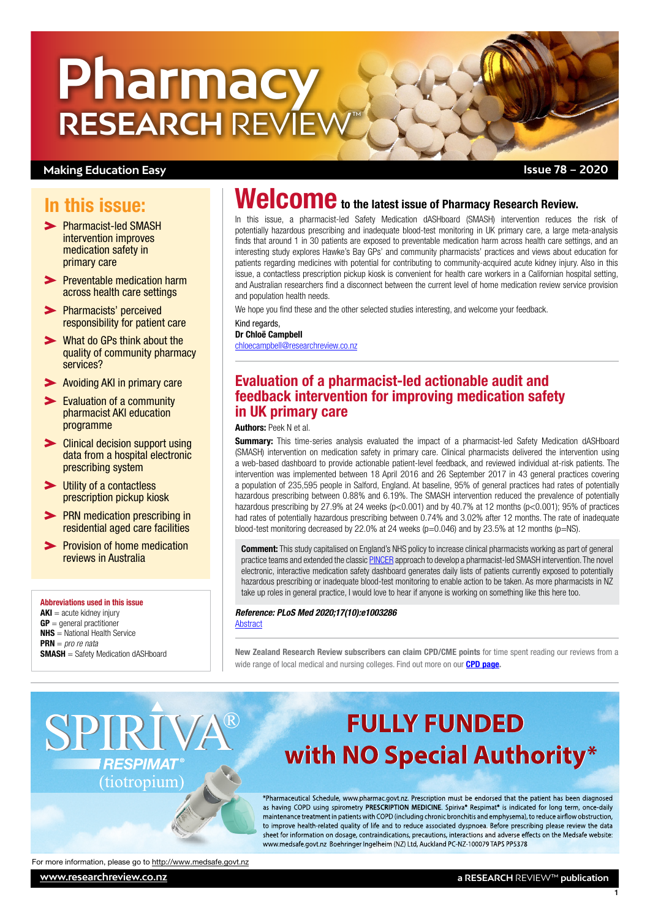# Pharmacy RESEARCH REVIEW™

**Making Education Easy**

**Issue 78 – 2020**

## In this issue:

- Pharmacist-led SMASH intervention improves medication safety in primary care
- Preventable medication harm across health care settings
- Pharmacists' perceived responsibility for patient care
- What do GPs think about the quality of community pharmacy services?
- Avoiding AKI in primary care
- Evaluation of a community pharmacist AKI education programme
- Clinical decision support using data from a hospital electronic prescribing system
- Utility of a contactless prescription pickup kiosk
- PRN medication prescribing in residential aged care facilities
- Provision of home medication reviews in Australia

**Abbreviations used in this issue**
**AKI** = acute kidney injury
**GP** = general practitioner
**NHS** = National Health Service
**PRN** = *pro re nata*
**SMASH** = Safety Medication dASHboard

# Welcome to the latest issue of Pharmacy Research Review.

In this issue, a pharmacist-led Safety Medication dASHboard (SMASH) intervention reduces the risk of potentially hazardous prescribing and inadequate blood-test monitoring in UK primary care, a large meta-analysis finds that around 1 in 30 patients are exposed to preventable medication harm across health care settings, and an interesting study explores Hawke's Bay GPs' and community pharmacists' practices and views about education for patients regarding medicines with potential for contributing to community-acquired acute kidney injury. Also in this issue, a contactless prescription pickup kiosk is convenient for health care workers in a Californian hospital setting, and Australian researchers find a disconnect between the current level of home medication review service provision and population health needs.

We hope you find these and the other selected studies interesting, and welcome your feedback.

Kind regards,
**Dr Chloë Campbell**
chloecampbell@researchreview.co.nz

## Evaluation of a pharmacist-led actionable audit and feedback intervention for improving medication safety in UK primary care

**Authors:** Peek N et al.

**Summary:** This time-series analysis evaluated the impact of a pharmacist-led Safety Medication dASHboard (SMASH) intervention on medication safety in primary care. Clinical pharmacists delivered the intervention using a web-based dashboard to provide actionable patient-level feedback, and reviewed individual at-risk patients. The intervention was implemented between 18 April 2016 and 26 September 2017 in 43 general practices covering a population of 235,595 people in Salford, England. At baseline, 95% of general practices had rates of potentially hazardous prescribing between 0.88% and 6.19%. The SMASH intervention reduced the prevalence of potentially hazardous prescribing by 27.9% at 24 weeks ($p<0.001$) and by 40.7% at 12 months ($p<0.001$); 95% of practices had rates of potentially hazardous prescribing between 0.74% and 3.02% after 12 months. The rate of inadequate blood-test monitoring decreased by 22.0% at 24 weeks ($p=0.046$) and by 23.5% at 12 months (p=NS).

**Comment:** This study capitalised on England's NHS policy to increase clinical pharmacists working as part of general practice teams and extended the classic PINCER approach to develop a pharmacist-led SMASH intervention. The novel electronic, interactive medication safety dashboard generates daily lists of patients currently exposed to potentially hazardous prescribing or inadequate blood-test monitoring to enable action to be taken. As more pharmacists in NZ take up roles in general practice, I would love to hear if anyone is working on something like this here too.

***Reference: PLoS Med 2020;17(10):e1003286***
Abstract

**New Zealand Research Review subscribers can claim CPD/CME points** for time spent reading our reviews from a wide range of local medical and nursing colleges. Find out more on our **CPD page**.

SPIRIVA® RESPIMAT® (tiotropium)

**FULLY FUNDED with NO Special Authority***

*Pharmaceutical Schedule, www.pharmac.govt.nz. Prescription must be endorsed that the patient has been diagnosed as having COPD using spirometry **PRESCRIPTION MEDICINE**. Spiriva® Respimat® is indicated for long term, once-daily maintenance treatment in patients with COPD (including chronic bronchitis and emphysema), to reduce airflow obstruction, to improve health-related quality of life and to reduce associated dyspnoea. Before prescribing please review the data sheet for information on dosage, contraindications, precautions, interactions and adverse effects on the Medsafe website: www.medsafe.govt.nz Boehringer Ingelheim (NZ) Ltd, Auckland PC-NZ-100079 TAPS PP5378

For more information, please go to http://www.medsafe.govt.nz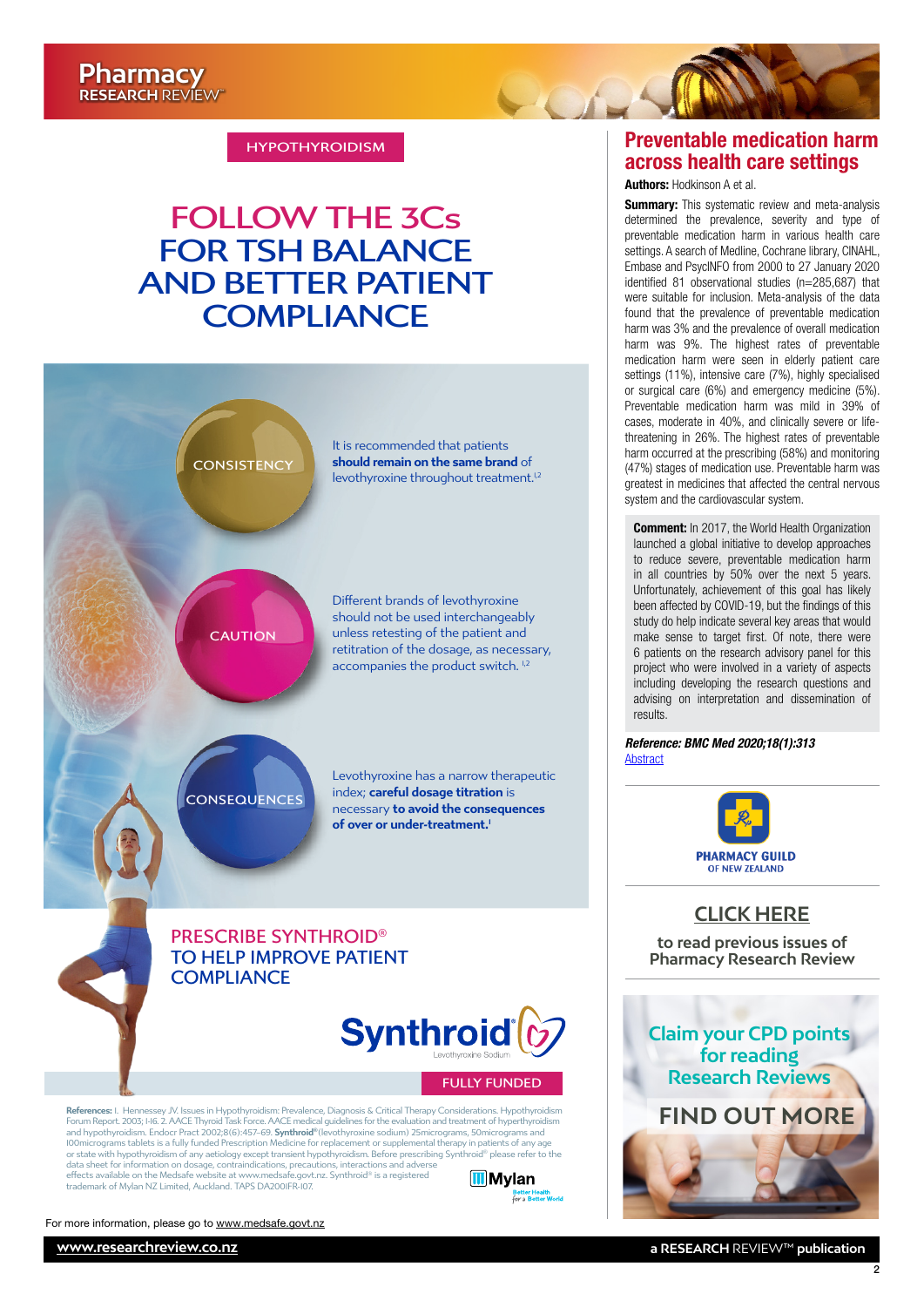HYPOTHYROIDISM

# FOLLOW THE 3Cs FOR TSH BALANCE AND BETTER PATIENT COMPLIANCE

CONSISTENCY

It is recommended that patients **should remain on the same brand** of levothyroxine throughout treatment.[1,2]

CAUTION

Different brands of levothyroxine should not be used interchangeably unless retesting of the patient and retitration of the dosage, as necessary, accompanies the product switch. [1,2]

CONSEQUENCES

Levothyroxine has a narrow therapeutic index; **careful dosage titration** is necessary **to avoid the consequences of over or under-treatment.**[1]

PRESCRIBE SYNTHROID® TO HELP IMPROVE PATIENT COMPLIANCE

Synthroid Levothyroxine Sodium

FULLY FUNDED

**References:** 1. Hennessey JV. Issues in Hypothyroidism: Prevalence, Diagnosis & Critical Therapy Considerations. Hypothyroidism Forum Report. 2003; 1-16. 2. AACE Thyroid Task Force. AACE medical guidelines for the evaluation and treatment of hyperthyroidism and hypothyroidism. Endocr Pract 2002;8(6):457-69. **Synthroid®** (levothyroxine sodium) 25micrograms, 50micrograms and 100micrograms tablets is a fully funded Prescription Medicine for replacement or supplemental therapy in patients of any age or state with hypothyroidism of any aetiology except transient hypothyroidism. Before prescribing Synthroid® please refer to the data sheet for information on dosage, contraindications, precautions, interactions and adverse effects available on the Medsafe website at www.medsafe.govt.nz. Synthroid® is a registered trademark of Mylan NZ Limited, Auckland. TAPS DA2001FR-107.

Mylan Better Health for a Better World

For more information, please go to www.medsafe.govt.nz

## Preventable medication harm across health care settings

**Authors:** Hodkinson A et al.

**Summary:** This systematic review and meta-analysis determined the prevalence, severity and type of preventable medication harm in various health care settings. A search of Medline, Cochrane library, CINAHL, Embase and PsycINFO from 2000 to 27 January 2020 identified 81 observational studies (n=285,687) that were suitable for inclusion. Meta-analysis of the data found that the prevalence of preventable medication harm was 3% and the prevalence of overall medication harm was 9%. The highest rates of preventable medication harm were seen in elderly patient care settings (11%), intensive care (7%), highly specialised or surgical care (6%) and emergency medicine (5%). Preventable medication harm was mild in 39% of cases, moderate in 40%, and clinically severe or life-threatening in 26%. The highest rates of preventable harm occurred at the prescribing (58%) and monitoring (47%) stages of medication use. Preventable harm was greatest in medicines that affected the central nervous system and the cardiovascular system.

**Comment:** In 2017, the World Health Organization launched a global initiative to develop approaches to reduce severe, preventable medication harm in all countries by 50% over the next 5 years. Unfortunately, achievement of this goal has likely been affected by COVID-19, but the findings of this study do help indicate several key areas that would make sense to target first. Of note, there were 6 patients on the research advisory panel for this project who were involved in a variety of aspects including developing the research questions and advising on interpretation and dissemination of results.

***Reference: BMC Med 2020;18(1):313***
Abstract

PHARMACY GUILD OF NEW ZEALAND

CLICK HERE

to read previous issues of Pharmacy Research Review

Claim your CPD points for reading Research Reviews

FIND OUT MORE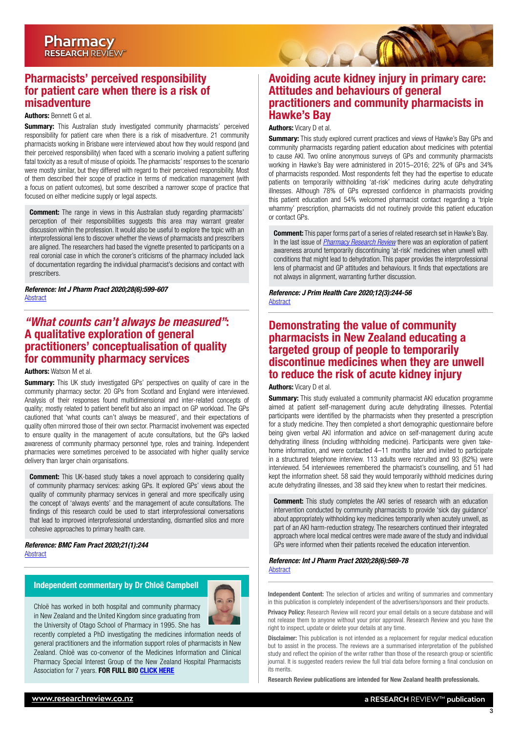## Pharmacists' perceived responsibility for patient care when there is a risk of misadventure

**Authors:** Bennett G et al.

**Summary:** This Australian study investigated community pharmacists' perceived responsibility for patient care when there is a risk of misadventure. 21 community pharmacists working in Brisbane were interviewed about how they would respond (and their perceived responsibility) when faced with a scenario involving a patient suffering fatal toxicity as a result of misuse of opioids. The pharmacists' responses to the scenario were mostly similar, but they differed with regard to their perceived responsibility. Most of them described their scope of practice in terms of medication management (with a focus on patient outcomes), but some described a narrower scope of practice that focused on either medicine supply or legal aspects.

**Comment:** The range in views in this Australian study regarding pharmacists' perception of their responsibilities suggests this area may warrant greater discussion within the profession. It would also be useful to explore the topic with an interprofessional lens to discover whether the views of pharmacists and prescribers are aligned. The researchers had based the vignette presented to participants on a real coronial case in which the coroner's criticisms of the pharmacy included lack of documentation regarding the individual pharmacist's decisions and contact with prescribers.

***Reference: Int J Pharm Pract 2020;28(6):599-607***
[Abstract]

## *"What counts can't always be measured"*: A qualitative exploration of general practitioners' conceptualisation of quality for community pharmacy services

**Authors:** Watson M et al.

**Summary:** This UK study investigated GPs' perspectives on quality of care in the community pharmacy sector. 20 GPs from Scotland and England were interviewed. Analysis of their responses found multidimensional and inter-related concepts of quality; mostly related to patient benefit but also an impact on GP workload. The GPs cautioned that 'what counts can't always be measured', and their expectations of quality often mirrored those of their own sector. Pharmacist involvement was expected to ensure quality in the management of acute consultations, but the GPs lacked awareness of community pharmacy personnel type, roles and training. Independent pharmacies were sometimes perceived to be associated with higher quality service delivery than larger chain organisations.

**Comment:** This UK-based study takes a novel approach to considering quality of community pharmacy services: asking GPs. It explored GPs' views about the quality of community pharmacy services in general and more specifically using the concept of 'always events' and the management of acute consultations. The findings of this research could be used to start interprofessional conversations that lead to improved interprofessional understanding, dismantled silos and more cohesive approaches to primary health care.

***Reference: BMC Fam Pract 2020;21(1):244***
[Abstract]

### Independent commentary by Dr Chloë Campbell

Chloë has worked in both hospital and community pharmacy in New Zealand and the United Kingdom since graduating from the University of Otago School of Pharmacy in 1995. She has recently completed a PhD investigating the medicines information needs of general practitioners and the information support roles of pharmacists in New Zealand. Chloë was co-convenor of the Medicines Information and Clinical Pharmacy Special Interest Group of the New Zealand Hospital Pharmacists Association for 7 years. **FOR FULL BIO [CLICK HERE]**

## Avoiding acute kidney injury in primary care: Attitudes and behaviours of general practitioners and community pharmacists in Hawke's Bay

**Authors:** Vicary D et al.

**Summary:** This study explored current practices and views of Hawke's Bay GPs and community pharmacists regarding patient education about medicines with potential to cause AKI. Two online anonymous surveys of GPs and community pharmacists working in Hawke's Bay were administered in 2015–2016; 22% of GPs and 34% of pharmacists responded. Most respondents felt they had the expertise to educate patients on temporarily withholding 'at-risk' medicines during acute dehydrating illnesses. Although 78% of GPs expressed confidence in pharmacists providing this patient education and 54% welcomed pharmacist contact regarding a 'triple whammy' prescription, pharmacists did not routinely provide this patient education or contact GPs.

**Comment:** This paper forms part of a series of related research set in Hawke's Bay. In the last issue of *Pharmacy Research Review* there was an exploration of patient awareness around temporarily discontinuing 'at-risk' medicines when unwell with conditions that might lead to dehydration. This paper provides the interprofessional lens of pharmacist and GP attitudes and behaviours. It finds that expectations are not always in alignment, warranting further discussion.

***Reference: J Prim Health Care 2020;12(3):244-56***
[Abstract]

## Demonstrating the value of community pharmacists in New Zealand educating a targeted group of people to temporarily discontinue medicines when they are unwell to reduce the risk of acute kidney injury

**Authors:** Vicary D et al.

**Summary:** This study evaluated a community pharmacist AKI education programme aimed at patient self-management during acute dehydrating illnesses. Potential participants were identified by the pharmacists when they presented a prescription for a study medicine. They then completed a short demographic questionnaire before being given verbal AKI information and advice on self-management during acute dehydrating illness (including withholding medicine). Participants were given take-home information, and were contacted 4–11 months later and invited to participate in a structured telephone interview. 113 adults were recruited and 93 (82%) were interviewed. 54 interviewees remembered the pharmacist's counselling, and 51 had kept the information sheet. 58 said they would temporarily withhold medicines during acute dehydrating illnesses, and 38 said they knew when to restart their medicines.

**Comment:** This study completes the AKI series of research with an education intervention conducted by community pharmacists to provide 'sick day guidance' about appropriately withholding key medicines temporarily when acutely unwell, as part of an AKI harm-reduction strategy. The researchers continued their integrated approach where local medical centres were made aware of the study and individual GPs were informed when their patients received the education intervention.

***Reference: Int J Pharm Pract 2020;28(6):569-78***
[Abstract]

**Independent Content:** The selection of articles and writing of summaries and commentary in this publication is completely independent of the advertisers/sponsors and their products.

**Privacy Policy:** Research Review will record your email details on a secure database and will not release them to anyone without your prior approval. Research Review and you have the right to inspect, update or delete your details at any time.

**Disclaimer:** This publication is not intended as a replacement for regular medical education but to assist in the process. The reviews are a summarised interpretation of the published study and reflect the opinion of the writer rather than those of the research group or scientific journal. It is suggested readers review the full trial data before forming a final conclusion on its merits.

**Research Review publications are intended for New Zealand health professionals.**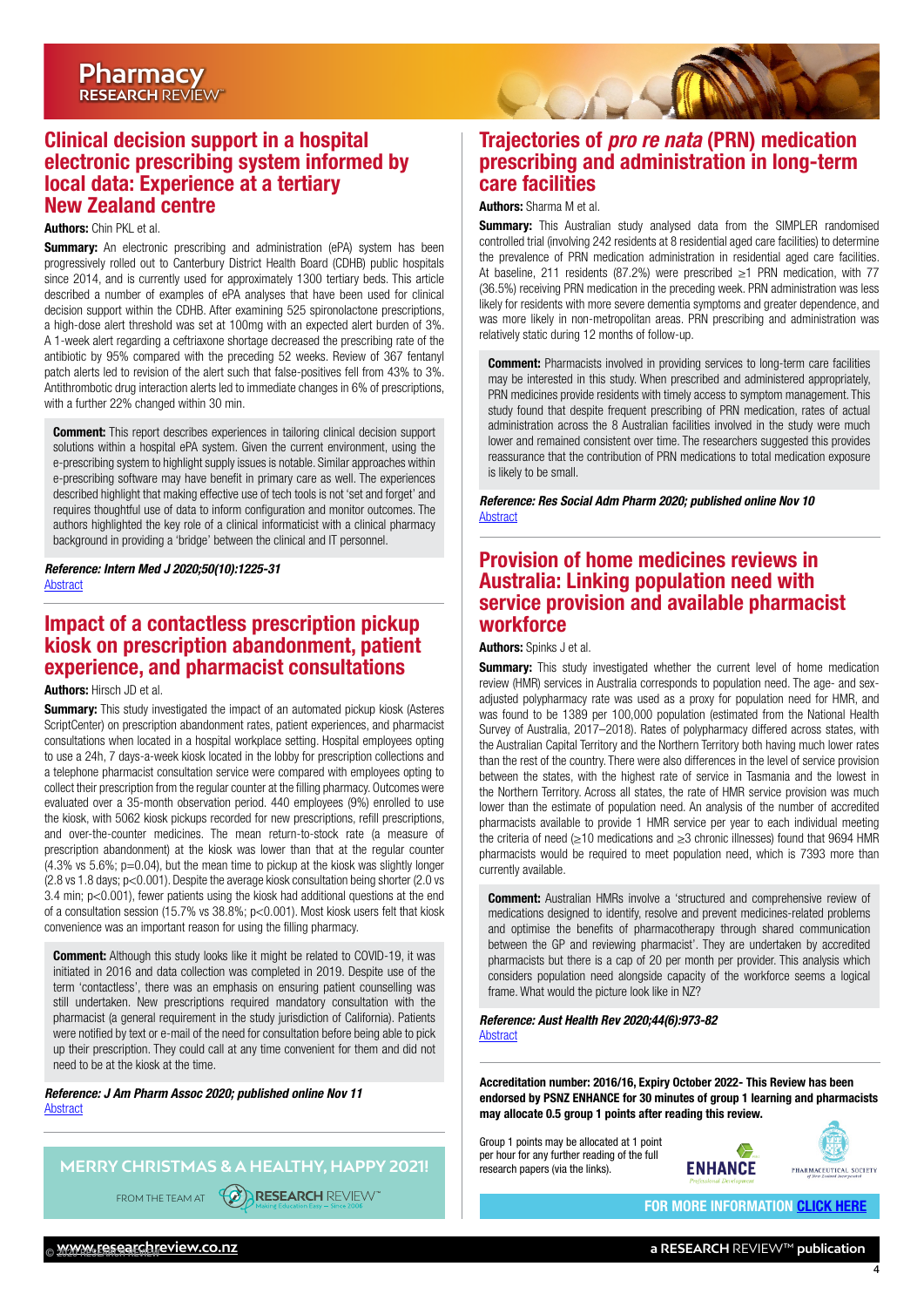## Clinical decision support in a hospital electronic prescribing system informed by local data: Experience at a tertiary New Zealand centre

**Authors:** Chin PKL et al.

**Summary:** An electronic prescribing and administration (ePA) system has been progressively rolled out to Canterbury District Health Board (CDHB) public hospitals since 2014, and is currently used for approximately 1300 tertiary beds. This article described a number of examples of ePA analyses that have been used for clinical decision support within the CDHB. After examining 525 spironolactone prescriptions, a high-dose alert threshold was set at 100mg with an expected alert burden of 3%. A 1-week alert regarding a ceftriaxone shortage decreased the prescribing rate of the antibiotic by 95% compared with the preceding 52 weeks. Review of 367 fentanyl patch alerts led to revision of the alert such that false-positives fell from 43% to 3%. Antithrombotic drug interaction alerts led to immediate changes in 6% of prescriptions, with a further 22% changed within 30 min.

**Comment:** This report describes experiences in tailoring clinical decision support solutions within a hospital ePA system. Given the current environment, using the e-prescribing system to highlight supply issues is notable. Similar approaches within e-prescribing software may have benefit in primary care as well. The experiences described highlight that making effective use of tech tools is not 'set and forget' and requires thoughtful use of data to inform configuration and monitor outcomes. The authors highlighted the key role of a clinical informaticist with a clinical pharmacy background in providing a 'bridge' between the clinical and IT personnel.

***Reference: Intern Med J 2020;50(10):1225-31***
[Abstract]

## Impact of a contactless prescription pickup kiosk on prescription abandonment, patient experience, and pharmacist consultations

**Authors:** Hirsch JD et al.

**Summary:** This study investigated the impact of an automated pickup kiosk (Asteres ScriptCenter) on prescription abandonment rates, patient experiences, and pharmacist consultations when located in a hospital workplace setting. Hospital employees opting to use a 24h, 7 days-a-week kiosk located in the lobby for prescription collections and a telephone pharmacist consultation service were compared with employees opting to collect their prescription from the regular counter at the filling pharmacy. Outcomes were evaluated over a 35-month observation period. 440 employees (9%) enrolled to use the kiosk, with 5062 kiosk pickups recorded for new prescriptions, refill prescriptions, and over-the-counter medicines. The mean return-to-stock rate (a measure of prescription abandonment) at the kiosk was lower than that at the regular counter (4.3% vs 5.6%; $p=0.04$), but the mean time to pickup at the kiosk was slightly longer (2.8 vs 1.8 days; $p<0.001$). Despite the average kiosk consultation being shorter (2.0 vs 3.4 min; $p<0.001$), fewer patients using the kiosk had additional questions at the end of a consultation session (15.7% vs 38.8%; $p<0.001$). Most kiosk users felt that kiosk convenience was an important reason for using the filling pharmacy.

**Comment:** Although this study looks like it might be related to COVID-19, it was initiated in 2016 and data collection was completed in 2019. Despite use of the term 'contactless', there was an emphasis on ensuring patient counselling was still undertaken. New prescriptions required mandatory consultation with the pharmacist (a general requirement in the study jurisdiction of California). Patients were notified by text or e-mail of the need for consultation before being able to pick up their prescription. They could call at any time convenient for them and did not need to be at the kiosk at the time.

***Reference: J Am Pharm Assoc 2020; published online Nov 11***
[Abstract]

MERRY CHRISTMAS & A HEALTHY, HAPPY 2021!

FROM THE TEAM AT RESEARCH REVIEW™

## Trajectories of *pro re nata* (PRN) medication prescribing and administration in long-term care facilities

**Authors:** Sharma M et al.

**Summary:** This Australian study analysed data from the SIMPLER randomised controlled trial (involving 242 residents at 8 residential aged care facilities) to determine the prevalence of PRN medication administration in residential aged care facilities. At baseline, 211 residents (87.2%) were prescribed ≥1 PRN medication, with 77 (36.5%) receiving PRN medication in the preceding week. PRN administration was less likely for residents with more severe dementia symptoms and greater dependence, and was more likely in non-metropolitan areas. PRN prescribing and administration was relatively static during 12 months of follow-up.

**Comment:** Pharmacists involved in providing services to long-term care facilities may be interested in this study. When prescribed and administered appropriately, PRN medicines provide residents with timely access to symptom management. This study found that despite frequent prescribing of PRN medication, rates of actual administration across the 8 Australian facilities involved in the study were much lower and remained consistent over time. The researchers suggested this provides reassurance that the contribution of PRN medications to total medication exposure is likely to be small.

***Reference: Res Social Adm Pharm 2020; published online Nov 10***
[Abstract]

## Provision of home medicines reviews in Australia: Linking population need with service provision and available pharmacist workforce

**Authors:** Spinks J et al.

**Summary:** This study investigated whether the current level of home medication review (HMR) services in Australia corresponds to population need. The age- and sex-adjusted polypharmacy rate was used as a proxy for population need for HMR, and was found to be 1389 per 100,000 population (estimated from the National Health Survey of Australia, 2017–2018). Rates of polypharmacy differed across states, with the Australian Capital Territory and the Northern Territory both having much lower rates than the rest of the country. There were also differences in the level of service provision between the states, with the highest rate of service in Tasmania and the lowest in the Northern Territory. Across all states, the rate of HMR service provision was much lower than the estimate of population need. An analysis of the number of accredited pharmacists available to provide 1 HMR service per year to each individual meeting the criteria of need (≥10 medications and ≥3 chronic illnesses) found that 9694 HMR pharmacists would be required to meet population need, which is 7393 more than currently available.

**Comment:** Australian HMRs involve a 'structured and comprehensive review of medications designed to identify, resolve and prevent medicines-related problems and optimise the benefits of pharmacotherapy through shared communication between the GP and reviewing pharmacist'. They are undertaken by accredited pharmacists but there is a cap of 20 per month per provider. This analysis which considers population need alongside capacity of the workforce seems a logical frame. What would the picture look like in NZ?

***Reference: Aust Health Rev 2020;44(6):973-82***
[Abstract]

**Accreditation number: 2016/16, Expiry October 2022- This Review has been endorsed by PSNZ ENHANCE for 30 minutes of group 1 learning and pharmacists may allocate 0.5 group 1 points after reading this review.**

Group 1 points may be allocated at 1 point per hour for any further reading of the full research papers (via the links).

ENHANCE Professional Development

PHARMACEUTICAL SOCIETY of New Zealand Incorporated

**FOR MORE INFORMATION [CLICK HERE]**